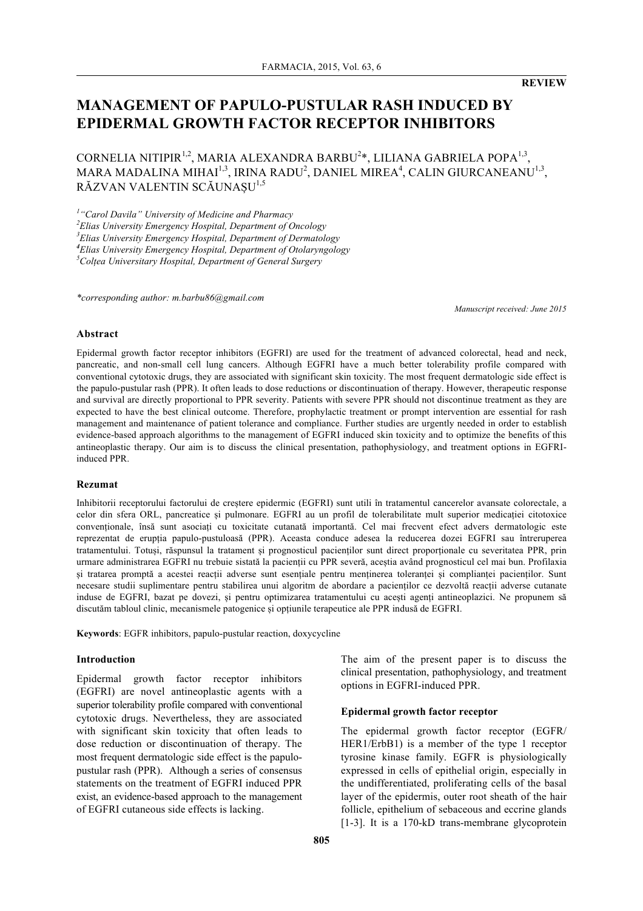**REVIEW**

# MANAGEMENT OF PAPULO-PUSTULAR RASH INDUCED BY EPIDERMAL GROWTH FACTOR RECEPTOR INHIBITORS

CORNELIA NITIPIR[1,2], MARIA ALEXANDRA BARBU[2]*, LILIANA GABRIELA POPA[1,3], MARA MADALINA MIHAI[1,3], IRINA RADU[2], DANIEL MIREA[4], CALIN GIURCANEANU[1,3], RĂZVAN VALENTIN SCĂUNAȘU[1,5]

[1]*"Carol Davila" University of Medicine and Pharmacy*
[2]*Elias University Emergency Hospital, Department of Oncology*
[3]*Elias University Emergency Hospital, Department of Dermatology*
[4]*Elias University Emergency Hospital, Department of Otolaryngology*
[5]*Colțea Universitary Hospital, Department of General Surgery*

*\*corresponding author: m.barbu86@gmail.com*

*Manuscript received: June 2015*

## Abstract

Epidermal growth factor receptor inhibitors (EGFRI) are used for the treatment of advanced colorectal, head and neck, pancreatic, and non-small cell lung cancers. Although EGFRI have a much better tolerability profile compared with conventional cytotoxic drugs, they are associated with significant skin toxicity. The most frequent dermatologic side effect is the papulo-pustular rash (PPR). It often leads to dose reductions or discontinuation of therapy. However, therapeutic response and survival are directly proportional to PPR severity. Patients with severe PPR should not discontinue treatment as they are expected to have the best clinical outcome. Therefore, prophylactic treatment or prompt intervention are essential for rash management and maintenance of patient tolerance and compliance. Further studies are urgently needed in order to establish evidence-based approach algorithms to the management of EGFRI induced skin toxicity and to optimize the benefits of this antineoplastic therapy. Our aim is to discuss the clinical presentation, pathophysiology, and treatment options in EGFRI-induced PPR.

## Rezumat

Inhibitorii receptorului factorului de creștere epidermic (EGFRI) sunt utili în tratamentul cancerelor avansate colorectale, a celor din sfera ORL, pancreatice și pulmonare. EGFRI au un profil de tolerabilitate mult superior medicației citotoxice convenționale, însă sunt asociați cu toxicitate cutanată importantă. Cel mai frecvent efect advers dermatologic este reprezentat de erupția papulo-pustuloasă (PPR). Aceasta conduce adesea la reducerea dozei EGFRI sau întreruperea tratamentului. Totuși, răspunsul la tratament și prognosticul pacienților sunt direct proporționale cu severitatea PPR, prin urmare administrarea EGFRI nu trebuie sistată la pacienții cu PPR severă, aceștia având prognosticul cel mai bun. Profilaxia și tratarea promptă a acestei reacții adverse sunt esențiale pentru menținerea toleranței și complianței pacienților. Sunt necesare studii suplimentare pentru stabilirea unui algoritm de abordare a pacienților ce dezvoltă reacții adverse cutanate induse de EGFRI, bazat pe dovezi, și pentru optimizarea tratamentului cu acești agenți antineoplazici. Ne propunem să discutăm tabloul clinic, mecanismele patogenice și opțiunile terapeutice ale PPR indusă de EGFRI.

**Keywords**: EGFR inhibitors, papulo-pustular reaction, doxycycline

## Introduction

Epidermal growth factor receptor inhibitors (EGFRI) are novel antineoplastic agents with a superior tolerability profile compared with conventional cytotoxic drugs. Nevertheless, they are associated with significant skin toxicity that often leads to dose reduction or discontinuation of therapy. The most frequent dermatologic side effect is the papulo-pustular rash (PPR). Although a series of consensus statements on the treatment of EGFRI induced PPR exist, an evidence-based approach to the management of EGFRI cutaneous side effects is lacking.

The aim of the present paper is to discuss the clinical presentation, pathophysiology, and treatment options in EGFRI-induced PPR.

## Epidermal growth factor receptor

The epidermal growth factor receptor (EGFR/HER1/ErbB1) is a member of the type 1 receptor tyrosine kinase family. EGFR is physiologically expressed in cells of epithelial origin, especially in the undifferentiated, proliferating cells of the basal layer of the epidermis, outer root sheath of the hair follicle, epithelium of sebaceous and eccrine glands [1-3]. It is a 170-kD trans-membrane glycoprotein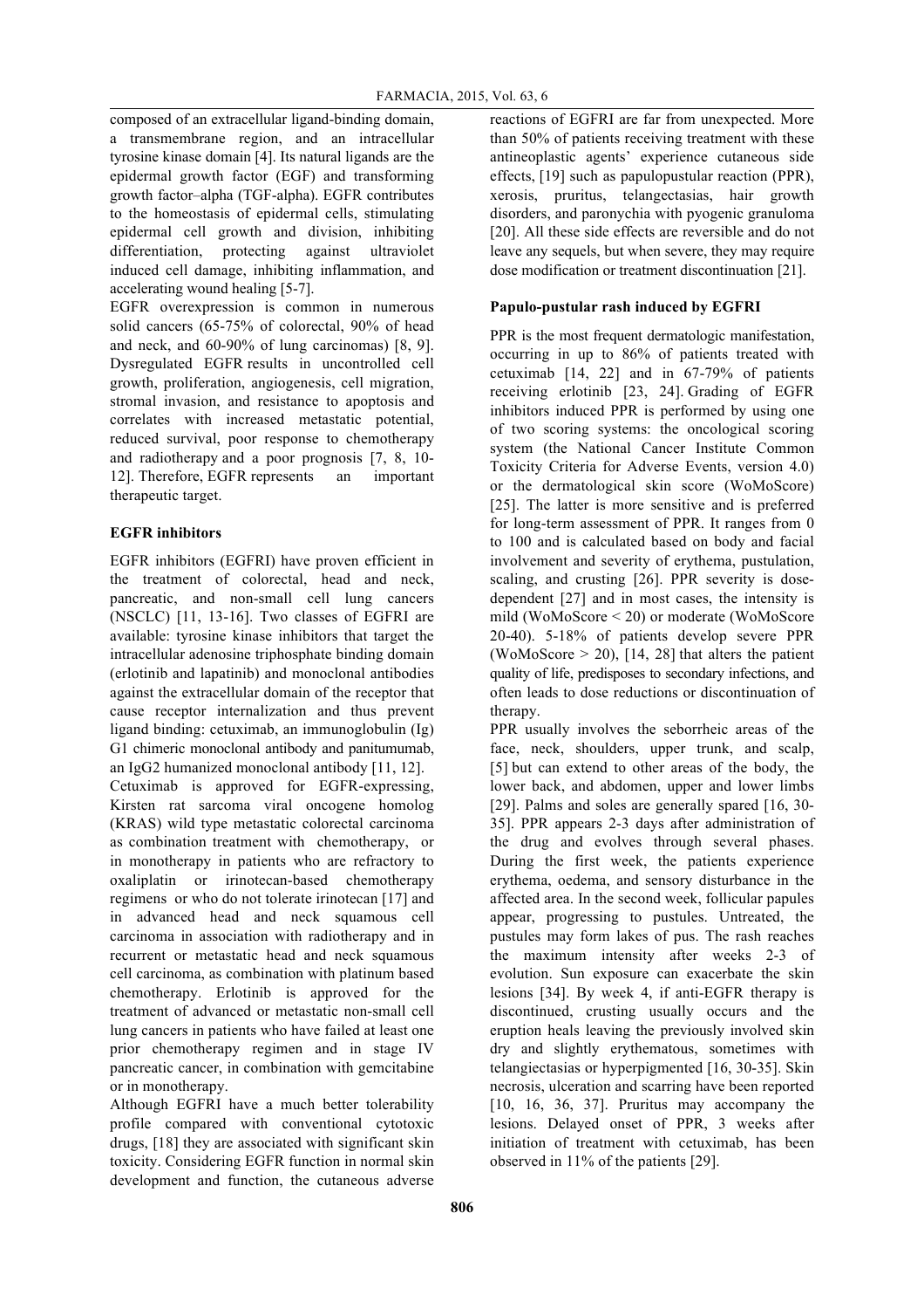composed of an extracellular ligand-binding domain, a transmembrane region, and an intracellular tyrosine kinase domain [4]. Its natural ligands are the epidermal growth factor (EGF) and transforming growth factor–alpha (TGF-alpha). EGFR contributes to the homeostasis of epidermal cells, stimulating epidermal cell growth and division, inhibiting differentiation, protecting against ultraviolet induced cell damage, inhibiting inflammation, and accelerating wound healing [5-7].

EGFR overexpression is common in numerous solid cancers (65-75% of colorectal, 90% of head and neck, and 60-90% of lung carcinomas) [8, 9]. Dysregulated EGFR results in uncontrolled cell growth, proliferation, angiogenesis, cell migration, stromal invasion, and resistance to apoptosis and correlates with increased metastatic potential, reduced survival, poor response to chemotherapy and radiotherapy and a poor prognosis [7, 8, 10-12]. Therefore, EGFR represents an important therapeutic target.

**EGFR inhibitors**

EGFR inhibitors (EGFRI) have proven efficient in the treatment of colorectal, head and neck, pancreatic, and non-small cell lung cancers (NSCLC) [11, 13-16]. Two classes of EGFRI are available: tyrosine kinase inhibitors that target the intracellular adenosine triphosphate binding domain (erlotinib and lapatinib) and monoclonal antibodies against the extracellular domain of the receptor that cause receptor internalization and thus prevent ligand binding: cetuximab, an immunoglobulin (Ig) G1 chimeric monoclonal antibody and panitumumab, an IgG2 humanized monoclonal antibody [11, 12].

Cetuximab is approved for EGFR-expressing, Kirsten rat sarcoma viral oncogene homolog (KRAS) wild type metastatic colorectal carcinoma as combination treatment with chemotherapy, or in monotherapy in patients who are refractory to oxaliplatin or irinotecan-based chemotherapy regimens or who do not tolerate irinotecan [17] and in advanced head and neck squamous cell carcinoma in association with radiotherapy and in recurrent or metastatic head and neck squamous cell carcinoma, as combination with platinum based chemotherapy. Erlotinib is approved for the treatment of advanced or metastatic non-small cell lung cancers in patients who have failed at least one prior chemotherapy regimen and in stage IV pancreatic cancer, in combination with gemcitabine or in monotherapy.

Although EGFRI have a much better tolerability profile compared with conventional cytotoxic drugs, [18] they are associated with significant skin toxicity. Considering EGFR function in normal skin development and function, the cutaneous adverse reactions of EGFRI are far from unexpected. More than 50% of patients receiving treatment with these antineoplastic agents' experience cutaneous side effects, [19] such as papulopustular reaction (PPR), xerosis, pruritus, telangectasias, hair growth disorders, and paronychia with pyogenic granuloma [20]. All these side effects are reversible and do not leave any sequels, but when severe, they may require dose modification or treatment discontinuation [21].

**Papulo-pustular rash induced by EGFRI**

PPR is the most frequent dermatologic manifestation, occurring in up to 86% of patients treated with cetuximab [14, 22] and in 67-79% of patients receiving erlotinib [23, 24]. Grading of EGFR inhibitors induced PPR is performed by using one of two scoring systems: the oncological scoring system (the National Cancer Institute Common Toxicity Criteria for Adverse Events, version 4.0) or the dermatological skin score (WoMoScore) [25]. The latter is more sensitive and is preferred for long-term assessment of PPR. It ranges from 0 to 100 and is calculated based on body and facial involvement and severity of erythema, pustulation, scaling, and crusting [26]. PPR severity is dose-dependent [27] and in most cases, the intensity is mild (WoMoScore < 20) or moderate (WoMoScore 20-40). 5-18% of patients develop severe PPR (WoMoScore > 20), [14, 28] that alters the patient quality of life, predisposes to secondary infections, and often leads to dose reductions or discontinuation of therapy.

PPR usually involves the seborrheic areas of the face, neck, shoulders, upper trunk, and scalp, [5] but can extend to other areas of the body, the lower back, and abdomen, upper and lower limbs [29]. Palms and soles are generally spared [16, 30-35]. PPR appears 2-3 days after administration of the drug and evolves through several phases. During the first week, the patients experience erythema, oedema, and sensory disturbance in the affected area. In the second week, follicular papules appear, progressing to pustules. Untreated, the pustules may form lakes of pus. The rash reaches the maximum intensity after weeks 2-3 of evolution. Sun exposure can exacerbate the skin lesions [34]. By week 4, if anti-EGFR therapy is discontinued, crusting usually occurs and the eruption heals leaving the previously involved skin dry and slightly erythematous, sometimes with telangiectasias or hyperpigmented [16, 30-35]. Skin necrosis, ulceration and scarring have been reported [10, 16, 36, 37]. Pruritus may accompany the lesions. Delayed onset of PPR, 3 weeks after initiation of treatment with cetuximab, has been observed in 11% of the patients [29].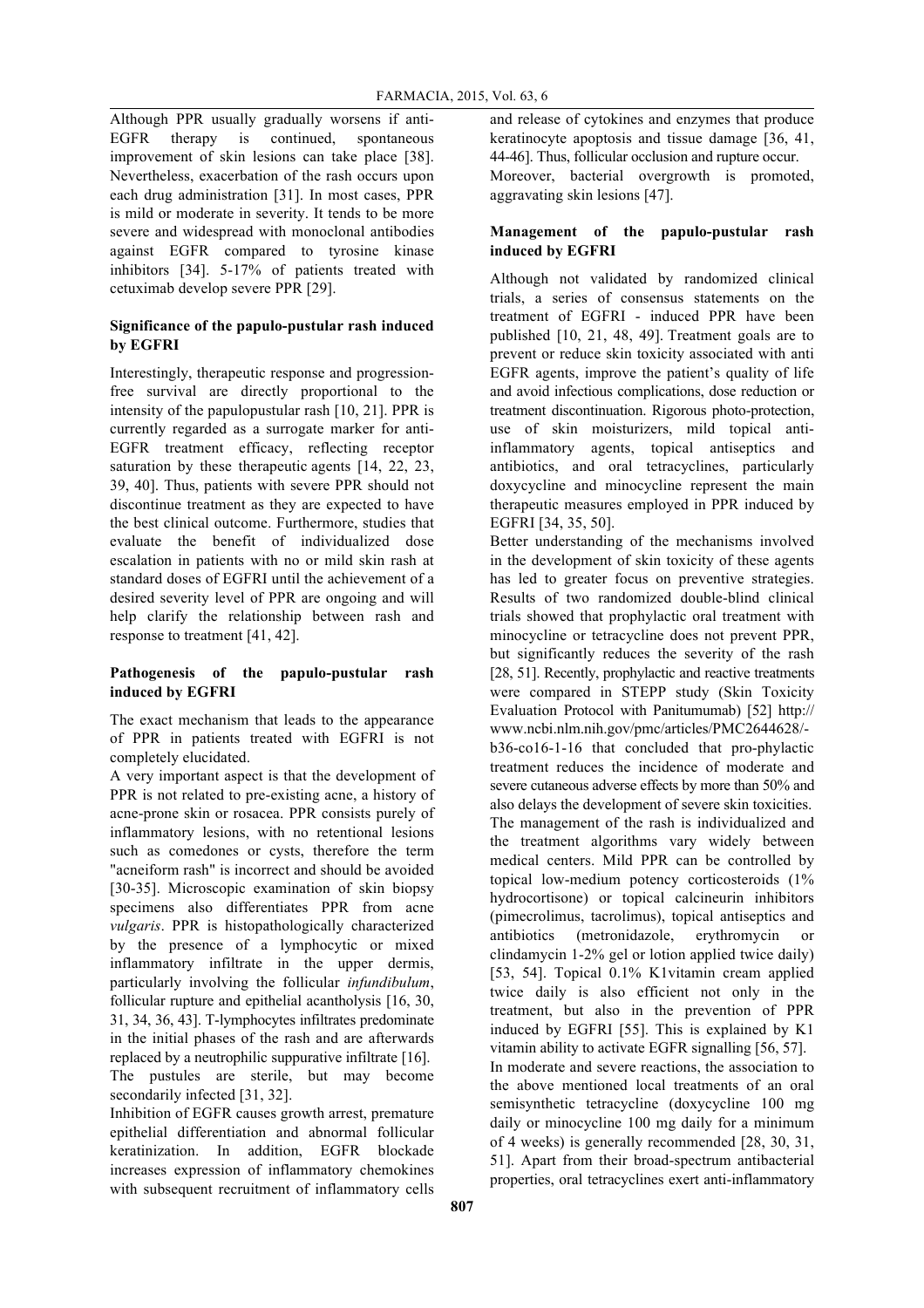Although PPR usually gradually worsens if anti-EGFR therapy is continued, spontaneous improvement of skin lesions can take place [38]. Nevertheless, exacerbation of the rash occurs upon each drug administration [31]. In most cases, PPR is mild or moderate in severity. It tends to be more severe and widespread with monoclonal antibodies against EGFR compared to tyrosine kinase inhibitors [34]. 5-17% of patients treated with cetuximab develop severe PPR [29].

**Significance of the papulo-pustular rash induced by EGFRI**

Interestingly, therapeutic response and progression-free survival are directly proportional to the intensity of the papulopustular rash [10, 21]. PPR is currently regarded as a surrogate marker for anti-EGFR treatment efficacy, reflecting receptor saturation by these therapeutic agents [14, 22, 23, 39, 40]. Thus, patients with severe PPR should not discontinue treatment as they are expected to have the best clinical outcome. Furthermore, studies that evaluate the benefit of individualized dose escalation in patients with no or mild skin rash at standard doses of EGFRI until the achievement of a desired severity level of PPR are ongoing and will help clarify the relationship between rash and response to treatment [41, 42].

**Pathogenesis of the papulo-pustular rash induced by EGFRI**

The exact mechanism that leads to the appearance of PPR in patients treated with EGFRI is not completely elucidated.

A very important aspect is that the development of PPR is not related to pre-existing acne, a history of acne-prone skin or rosacea. PPR consists purely of inflammatory lesions, with no retentional lesions such as comedones or cysts, therefore the term "acneiform rash" is incorrect and should be avoided [30-35]. Microscopic examination of skin biopsy specimens also differentiates PPR from acne *vulgaris*. PPR is histopathologically characterized by the presence of a lymphocytic or mixed inflammatory infiltrate in the upper dermis, particularly involving the follicular *infundibulum*, follicular rupture and epithelial acantholysis [16, 30, 31, 34, 36, 43]. T-lymphocytes infiltrates predominate in the initial phases of the rash and are afterwards replaced by a neutrophilic suppurative infiltrate [16]. The pustules are sterile, but may become secondarily infected [31, 32].

Inhibition of EGFR causes growth arrest, premature epithelial differentiation and abnormal follicular keratinization. In addition, EGFR blockade increases expression of inflammatory chemokines with subsequent recruitment of inflammatory cells and release of cytokines and enzymes that produce keratinocyte apoptosis and tissue damage [36, 41, 44-46]. Thus, follicular occlusion and rupture occur. Moreover, bacterial overgrowth is promoted, aggravating skin lesions [47].

**Management of the papulo-pustular rash induced by EGFRI**

Although not validated by randomized clinical trials, a series of consensus statements on the treatment of EGFRI - induced PPR have been published [10, 21, 48, 49]. Treatment goals are to prevent or reduce skin toxicity associated with anti EGFR agents, improve the patient's quality of life and avoid infectious complications, dose reduction or treatment discontinuation. Rigorous photo-protection, use of skin moisturizers, mild topical anti-inflammatory agents, topical antiseptics and antibiotics, and oral tetracyclines, particularly doxycycline and minocycline represent the main therapeutic measures employed in PPR induced by EGFRI [34, 35, 50].

Better understanding of the mechanisms involved in the development of skin toxicity of these agents has led to greater focus on preventive strategies. Results of two randomized double-blind clinical trials showed that prophylactic oral treatment with minocycline or tetracycline does not prevent PPR, but significantly reduces the severity of the rash [28, 51]. Recently, prophylactic and reactive treatments were compared in STEPP study (Skin Toxicity Evaluation Protocol with Panitumumab) [52] http://www.ncbi.nlm.nih.gov/pmc/articles/PMC2644628/-b36-co16-1-16 that concluded that pro-phylactic treatment reduces the incidence of moderate and severe cutaneous adverse effects by more than 50% and also delays the development of severe skin toxicities.

The management of the rash is individualized and the treatment algorithms vary widely between medical centers. Mild PPR can be controlled by topical low-medium potency corticosteroids (1% hydrocortisone) or topical calcineurin inhibitors (pimecrolimus, tacrolimus), topical antiseptics and antibiotics (metronidazole, erythromycin or clindamycin 1-2% gel or lotion applied twice daily) [53, 54]. Topical 0.1% K1vitamin cream applied twice daily is also efficient not only in the treatment, but also in the prevention of PPR induced by EGFRI [55]. This is explained by K1 vitamin ability to activate EGFR signalling [56, 57].

In moderate and severe reactions, the association to the above mentioned local treatments of an oral semisynthetic tetracycline (doxycycline 100 mg daily or minocycline 100 mg daily for a minimum of 4 weeks) is generally recommended [28, 30, 31, 51]. Apart from their broad-spectrum antibacterial properties, oral tetracyclines exert anti-inflammatory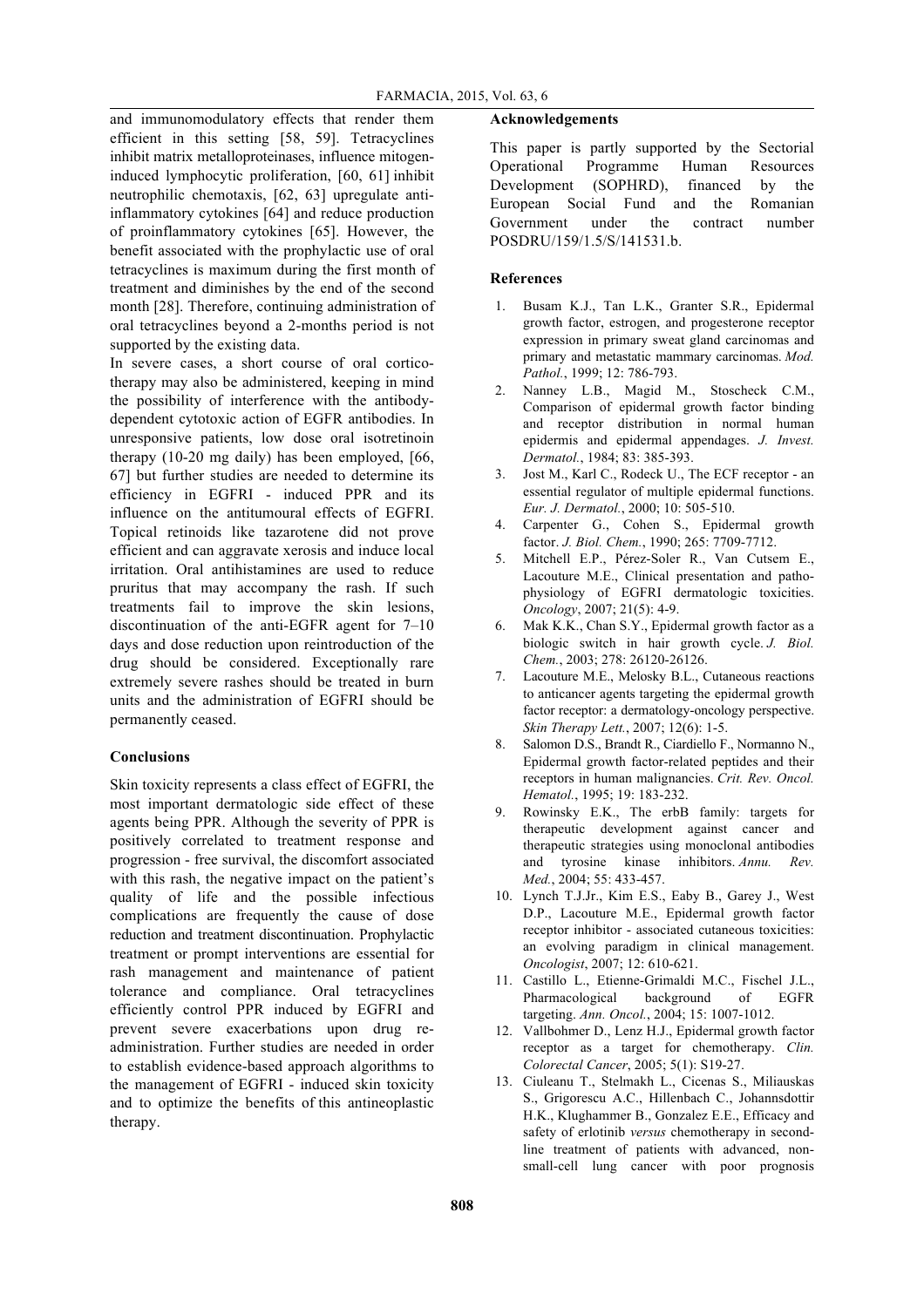and immunomodulatory effects that render them efficient in this setting [58, 59]. Tetracyclines inhibit matrix metalloproteinases, influence mitogen-induced lymphocytic proliferation, [60, 61] inhibit neutrophilic chemotaxis, [62, 63] upregulate anti-inflammatory cytokines [64] and reduce production of proinflammatory cytokines [65]. However, the benefit associated with the prophylactic use of oral tetracyclines is maximum during the first month of treatment and diminishes by the end of the second month [28]. Therefore, continuing administration of oral tetracyclines beyond a 2-months period is not supported by the existing data.

In severe cases, a short course of oral corticotherapy may also be administered, keeping in mind the possibility of interference with the antibody-dependent cytotoxic action of EGFR antibodies. In unresponsive patients, low dose oral isotretinoin therapy (10-20 mg daily) has been employed, [66, 67] but further studies are needed to determine its efficiency in EGFRI - induced PPR and its influence on the antitumoural effects of EGFRI. Topical retinoids like tazarotene did not prove efficient and can aggravate xerosis and induce local irritation. Oral antihistamines are used to reduce pruritus that may accompany the rash. If such treatments fail to improve the skin lesions, discontinuation of the anti-EGFR agent for 7–10 days and dose reduction upon reintroduction of the drug should be considered. Exceptionally rare extremely severe rashes should be treated in burn units and the administration of EGFRI should be permanently ceased.

## Conclusions

Skin toxicity represents a class effect of EGFRI, the most important dermatologic side effect of these agents being PPR. Although the severity of PPR is positively correlated to treatment response and progression - free survival, the discomfort associated with this rash, the negative impact on the patient's quality of life and the possible infectious complications are frequently the cause of dose reduction and treatment discontinuation. Prophylactic treatment or prompt interventions are essential for rash management and maintenance of patient tolerance and compliance. Oral tetracyclines efficiently control PPR induced by EGFRI and prevent severe exacerbations upon drug re-administration. Further studies are needed in order to establish evidence-based approach algorithms to the management of EGFRI - induced skin toxicity and to optimize the benefits of this antineoplastic therapy.

## Acknowledgements

This paper is partly supported by the Sectorial Operational Programme Human Resources Development (SOPHRD), financed by the European Social Fund and the Romanian Government under the contract number POSDRU/159/1.5/S/141531.b.

## References

1. Busam K.J., Tan L.K., Granter S.R., Epidermal growth factor, estrogen, and progesterone receptor expression in primary sweat gland carcinomas and primary and metastatic mammary carcinomas. *Mod. Pathol.*, 1999; 12: 786-793.
2. Nanney L.B., Magid M., Stoscheck C.M., Comparison of epidermal growth factor binding and receptor distribution in normal human epidermis and epidermal appendages. *J. Invest. Dermatol.*, 1984; 83: 385-393.
3. Jost M., Karl C., Rodeck U., The ECF receptor - an essential regulator of multiple epidermal functions. *Eur. J. Dermatol.*, 2000; 10: 505-510.
4. Carpenter G., Cohen S., Epidermal growth factor. *J. Biol. Chem.*, 1990; 265: 7709-7712.
5. Mitchell E.P., Pérez-Soler R., Van Cutsem E., Lacouture M.E., Clinical presentation and pathophysiology of EGFRI dermatologic toxicities. *Oncology*, 2007; 21(5): 4-9.
6. Mak K.K., Chan S.Y., Epidermal growth factor as a biologic switch in hair growth cycle. *J. Biol. Chem.*, 2003; 278: 26120-26126.
7. Lacouture M.E., Melosky B.L., Cutaneous reactions to anticancer agents targeting the epidermal growth factor receptor: a dermatology-oncology perspective. *Skin Therapy Lett.*, 2007; 12(6): 1-5.
8. Salomon D.S., Brandt R., Ciardiello F., Normanno N., Epidermal growth factor-related peptides and their receptors in human malignancies. *Crit. Rev. Oncol. Hematol.*, 1995; 19: 183-232.
9. Rowinsky E.K., The erbB family: targets for therapeutic development against cancer and therapeutic strategies using monoclonal antibodies and tyrosine kinase inhibitors. *Annu. Rev. Med.*, 2004; 55: 433-457.
10. Lynch T.J.Jr., Kim E.S., Eaby B., Garey J., West D.P., Lacouture M.E., Epidermal growth factor receptor inhibitor - associated cutaneous toxicities: an evolving paradigm in clinical management. *Oncologist*, 2007; 12: 610-621.
11. Castillo L., Etienne-Grimaldi M.C., Fischel J.L., Pharmacological background of EGFR targeting. *Ann. Oncol.*, 2004; 15: 1007-1012.
12. Vallbohmer D., Lenz H.J., Epidermal growth factor receptor as a target for chemotherapy. *Clin. Colorectal Cancer*, 2005; 5(1): S19-27.
13. Ciuleanu T., Stelmakh L., Cicenas S., Miliauskas S., Grigorescu A.C., Hillenbach C., Johannsdottir H.K., Klughammer B., Gonzalez E.E., Efficacy and safety of erlotinib *versus* chemotherapy in second-line treatment of patients with advanced, non-small-cell lung cancer with poor prognosis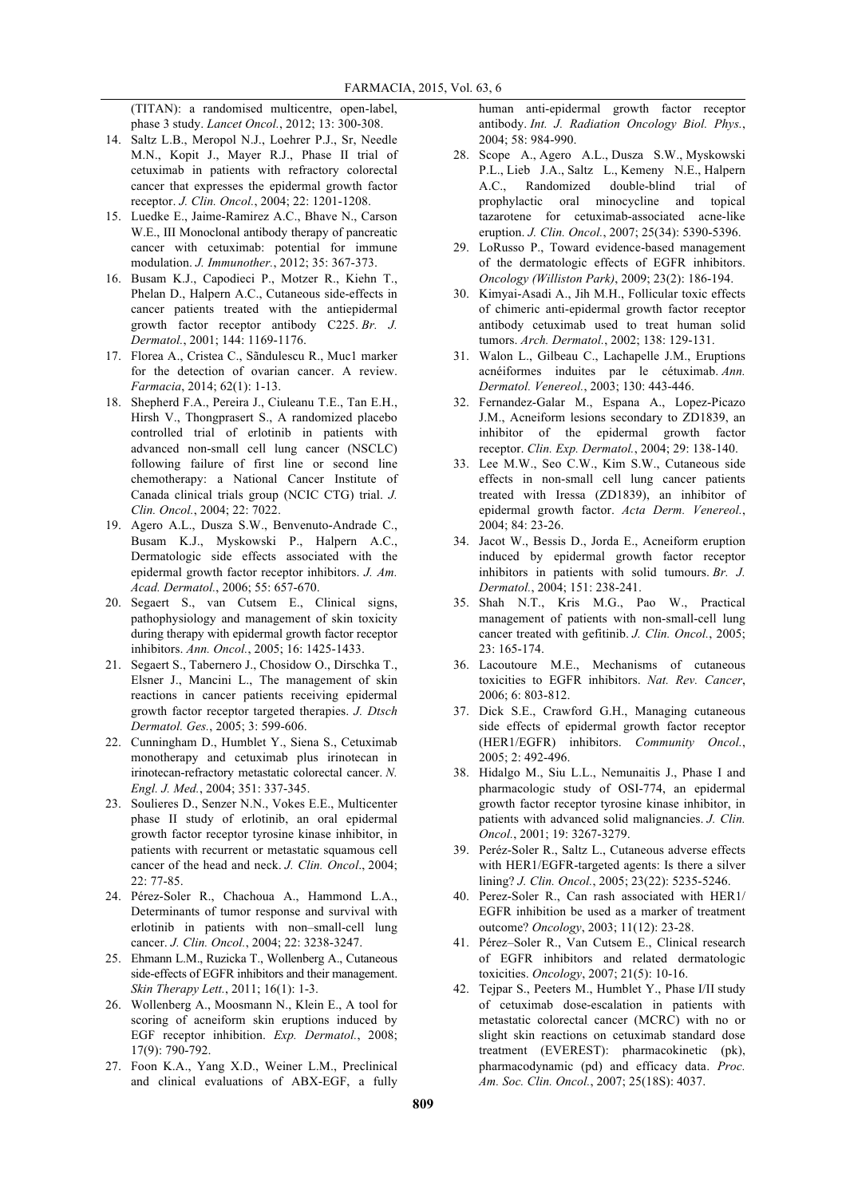(TITAN): a randomised multicentre, open-label, phase 3 study. *Lancet Oncol.*, 2012; 13: 300-308.

14. Saltz L.B., Meropol N.J., Loehrer P.J., Sr, Needle M.N., Kopit J., Mayer R.J., Phase II trial of cetuximab in patients with refractory colorectal cancer that expresses the epidermal growth factor receptor. *J. Clin. Oncol.*, 2004; 22: 1201-1208.
15. Luedke E., Jaime-Ramirez A.C., Bhave N., Carson W.E., III Monoclonal antibody therapy of pancreatic cancer with cetuximab: potential for immune modulation. *J. Immunother.*, 2012; 35: 367-373.
16. Busam K.J., Capodieci P., Motzer R., Kiehn T., Phelan D., Halpern A.C., Cutaneous side-effects in cancer patients treated with the antiepidermal growth factor receptor antibody C225. *Br. J. Dermatol.*, 2001; 144: 1169-1176.
17. Florea A., Cristea C., Săndulescu R., Muc1 marker for the detection of ovarian cancer. A review. *Farmacia*, 2014; 62(1): 1-13.
18. Shepherd F.A., Pereira J., Ciuleanu T.E., Tan E.H., Hirsh V., Thongprasert S., A randomized placebo controlled trial of erlotinib in patients with advanced non-small cell lung cancer (NSCLC) following failure of first line or second line chemotherapy: a National Cancer Institute of Canada clinical trials group (NCIC CTG) trial. *J. Clin. Oncol.*, 2004; 22: 7022.
19. Agero A.L., Dusza S.W., Benvenuto-Andrade C., Busam K.J., Myskowski P., Halpern A.C., Dermatologic side effects associated with the epidermal growth factor receptor inhibitors. *J. Am. Acad. Dermatol.*, 2006; 55: 657-670.
20. Segaert S., van Cutsem E., Clinical signs, pathophysiology and management of skin toxicity during therapy with epidermal growth factor receptor inhibitors. *Ann. Oncol.*, 2005; 16: 1425-1433.
21. Segaert S., Tabernero J., Chosidow O., Dirschka T., Elsner J., Mancini L., The management of skin reactions in cancer patients receiving epidermal growth factor receptor targeted therapies. *J. Dtsch Dermatol. Ges.*, 2005; 3: 599-606.
22. Cunningham D., Humblet Y., Siena S., Cetuximab monotherapy and cetuximab plus irinotecan in irinotecan-refractory metastatic colorectal cancer. *N. Engl. J. Med.*, 2004; 351: 337-345.
23. Soulieres D., Senzer N.N., Vokes E.E., Multicenter phase II study of erlotinib, an oral epidermal growth factor receptor tyrosine kinase inhibitor, in patients with recurrent or metastatic squamous cell cancer of the head and neck. *J. Clin. Oncol*., 2004; 22: 77-85.
24. Pérez-Soler R., Chachoua A., Hammond L.A., Determinants of tumor response and survival with erlotinib in patients with non–small-cell lung cancer. *J. Clin. Oncol.*, 2004; 22: 3238-3247.
25. Ehmann L.M., Ruzicka T., Wollenberg A., Cutaneous side-effects of EGFR inhibitors and their management. *Skin Therapy Lett.*, 2011; 16(1): 1-3.
26. Wollenberg A., Moosmann N., Klein E., A tool for scoring of acneiform skin eruptions induced by EGF receptor inhibition. *Exp. Dermatol.*, 2008; 17(9): 790-792.
27. Foon K.A., Yang X.D., Weiner L.M., Preclinical and clinical evaluations of ABX-EGF, a fully human anti-epidermal growth factor receptor antibody. *Int. J. Radiation Oncology Biol. Phys.*, 2004; 58: 984-990.
28. Scope A., Agero A.L., Dusza S.W., Myskowski P.L., Lieb J.A., Saltz L., Kemeny N.E., Halpern A.C., Randomized double-blind trial of prophylactic oral minocycline and topical tazarotene for cetuximab-associated acne-like eruption. *J. Clin. Oncol.*, 2007; 25(34): 5390-5396.
29. LoRusso P., Toward evidence-based management of the dermatologic effects of EGFR inhibitors. *Oncology (Williston Park)*, 2009; 23(2): 186-194.
30. Kimyai-Asadi A., Jih M.H., Follicular toxic effects of chimeric anti-epidermal growth factor receptor antibody cetuximab used to treat human solid tumors. *Arch. Dermatol.*, 2002; 138: 129-131.
31. Walon L., Gilbeau C., Lachapelle J.M., Eruptions acnéiformes induites par le cétuximab. *Ann. Dermatol. Venereol.*, 2003; 130: 443-446.
32. Fernandez-Galar M., Espana A., Lopez-Picazo J.M., Acneiform lesions secondary to ZD1839, an inhibitor of the epidermal growth factor receptor. *Clin. Exp. Dermatol.*, 2004; 29: 138-140.
33. Lee M.W., Seo C.W., Kim S.W., Cutaneous side effects in non-small cell lung cancer patients treated with Iressa (ZD1839), an inhibitor of epidermal growth factor. *Acta Derm. Venereol.*, 2004; 84: 23-26.
34. Jacot W., Bessis D., Jorda E., Acneiform eruption induced by epidermal growth factor receptor inhibitors in patients with solid tumours. *Br. J. Dermatol.*, 2004; 151: 238-241.
35. Shah N.T., Kris M.G., Pao W., Practical management of patients with non-small-cell lung cancer treated with gefitinib. *J. Clin. Oncol.*, 2005; 23: 165-174.
36. Lacoutoure M.E., Mechanisms of cutaneous toxicities to EGFR inhibitors. *Nat. Rev. Cancer*, 2006; 6: 803-812.
37. Dick S.E., Crawford G.H., Managing cutaneous side effects of epidermal growth factor receptor (HER1/EGFR) inhibitors. *Community Oncol.*, 2005; 2: 492-496.
38. Hidalgo M., Siu L.L., Nemunaitis J., Phase I and pharmacologic study of OSI-774, an epidermal growth factor receptor tyrosine kinase inhibitor, in patients with advanced solid malignancies. *J. Clin. Oncol.*, 2001; 19: 3267-3279.
39. Peréz-Soler R., Saltz L., Cutaneous adverse effects with HER1/EGFR-targeted agents: Is there a silver lining? *J. Clin. Oncol.*, 2005; 23(22): 5235-5246.
40. Perez-Soler R., Can rash associated with HER1/ EGFR inhibition be used as a marker of treatment outcome? *Oncology*, 2003; 11(12): 23-28.
41. Pérez–Soler R., Van Cutsem E., Clinical research of EGFR inhibitors and related dermatologic toxicities. *Oncology*, 2007; 21(5): 10-16.
42. Tejpar S., Peeters M., Humblet Y., Phase I/II study of cetuximab dose-escalation in patients with metastatic colorectal cancer (MCRC) with no or slight skin reactions on cetuximab standard dose treatment (EVEREST): pharmacokinetic (pk), pharmacodynamic (pd) and efficacy data. *Proc. Am. Soc. Clin. Oncol.*, 2007; 25(18S): 4037.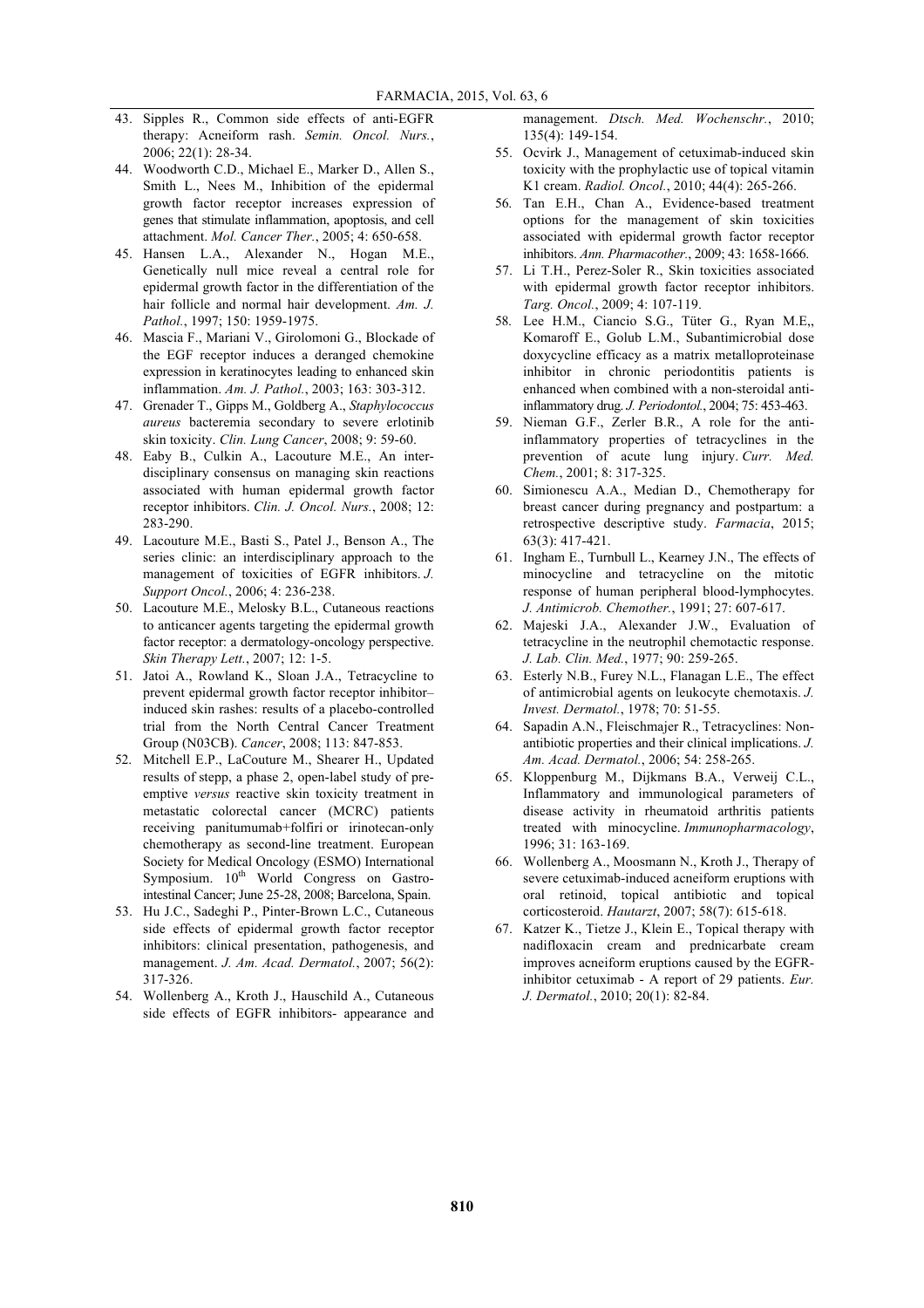43. Sipples R., Common side effects of anti-EGFR therapy: Acneiform rash. *Semin. Oncol. Nurs.*, 2006; 22(1): 28-34.
44. Woodworth C.D., Michael E., Marker D., Allen S., Smith L., Nees M., Inhibition of the epidermal growth factor receptor increases expression of genes that stimulate inflammation, apoptosis, and cell attachment. *Mol. Cancer Ther.*, 2005; 4: 650-658.
45. Hansen L.A., Alexander N., Hogan M.E., Genetically null mice reveal a central role for epidermal growth factor in the differentiation of the hair follicle and normal hair development. *Am. J. Pathol.*, 1997; 150: 1959-1975.
46. Mascia F., Mariani V., Girolomoni G., Blockade of the EGF receptor induces a deranged chemokine expression in keratinocytes leading to enhanced skin inflammation. *Am. J. Pathol.*, 2003; 163: 303-312.
47. Grenader T., Gipps M., Goldberg A., *Staphylococcus aureus* bacteremia secondary to severe erlotinib skin toxicity. *Clin. Lung Cancer*, 2008; 9: 59-60.
48. Eaby B., Culkin A., Lacouture M.E., An interdisciplinary consensus on managing skin reactions associated with human epidermal growth factor receptor inhibitors. *Clin. J. Oncol. Nurs.*, 2008; 12: 283-290.
49. Lacouture M.E., Basti S., Patel J., Benson A., The series clinic: an interdisciplinary approach to the management of toxicities of EGFR inhibitors. *J. Support Oncol.*, 2006; 4: 236-238.
50. Lacouture M.E., Melosky B.L., Cutaneous reactions to anticancer agents targeting the epidermal growth factor receptor: a dermatology-oncology perspective. *Skin Therapy Lett.*, 2007; 12: 1-5.
51. Jatoi A., Rowland K., Sloan J.A., Tetracycline to prevent epidermal growth factor receptor inhibitor–induced skin rashes: results of a placebo-controlled trial from the North Central Cancer Treatment Group (N03CB). *Cancer*, 2008; 113: 847-853.
52. Mitchell E.P., LaCouture M., Shearer H., Updated results of stepp, a phase 2, open-label study of pre-emptive *versus* reactive skin toxicity treatment in metastatic colorectal cancer (MCRC) patients receiving panitumumab+folfiri or irinotecan-only chemotherapy as second-line treatment. European Society for Medical Oncology (ESMO) International Symposium. 10th World Congress on Gastro-intestinal Cancer; June 25-28, 2008; Barcelona, Spain.
53. Hu J.C., Sadeghi P., Pinter-Brown L.C., Cutaneous side effects of epidermal growth factor receptor inhibitors: clinical presentation, pathogenesis, and management. *J. Am. Acad. Dermatol.*, 2007; 56(2): 317-326.
54. Wollenberg A., Kroth J., Hauschild A., Cutaneous side effects of EGFR inhibitors- appearance and management. *Dtsch. Med. Wochenschr.*, 2010; 135(4): 149-154.
55. Ocvirk J., Management of cetuximab-induced skin toxicity with the prophylactic use of topical vitamin K1 cream. *Radiol. Oncol.*, 2010; 44(4): 265-266.
56. Tan E.H., Chan A., Evidence-based treatment options for the management of skin toxicities associated with epidermal growth factor receptor inhibitors. *Ann. Pharmacother.*, 2009; 43: 1658-1666.
57. Li T.H., Perez-Soler R., Skin toxicities associated with epidermal growth factor receptor inhibitors. *Targ. Oncol.*, 2009; 4: 107-119.
58. Lee H.M., Ciancio S.G., Tüter G., Ryan M.E,, Komaroff E., Golub L.M., Subantimicrobial dose doxycycline efficacy as a matrix metalloproteinase inhibitor in chronic periodontitis patients is enhanced when combined with a non-steroidal anti-inflammatory drug. *J. Periodontol.*, 2004; 75: 453-463.
59. Nieman G.F., Zerler B.R., A role for the anti-inflammatory properties of tetracyclines in the prevention of acute lung injury. *Curr. Med. Chem.*, 2001; 8: 317-325.
60. Simionescu A.A., Median D., Chemotherapy for breast cancer during pregnancy and postpartum: a retrospective descriptive study. *Farmacia*, 2015; 63(3): 417-421.
61. Ingham E., Turnbull L., Kearney J.N., The effects of minocycline and tetracycline on the mitotic response of human peripheral blood-lymphocytes. *J. Antimicrob. Chemother.*, 1991; 27: 607-617.
62. Majeski J.A., Alexander J.W., Evaluation of tetracycline in the neutrophil chemotactic response. *J. Lab. Clin. Med.*, 1977; 90: 259-265.
63. Esterly N.B., Furey N.L., Flanagan L.E., The effect of antimicrobial agents on leukocyte chemotaxis. *J. Invest. Dermatol.*, 1978; 70: 51-55.
64. Sapadin A.N., Fleischmajer R., Tetracyclines: Non-antibiotic properties and their clinical implications. *J. Am. Acad. Dermatol.*, 2006; 54: 258-265.
65. Kloppenburg M., Dijkmans B.A., Verweij C.L., Inflammatory and immunological parameters of disease activity in rheumatoid arthritis patients treated with minocycline. *Immunopharmacology*, 1996; 31: 163-169.
66. Wollenberg A., Moosmann N., Kroth J., Therapy of severe cetuximab-induced acneiform eruptions with oral retinoid, topical antibiotic and topical corticosteroid. *Hautarzt*, 2007; 58(7): 615-618.
67. Katzer K., Tietze J., Klein E., Topical therapy with nadifloxacin cream and prednicarbate cream improves acneiform eruptions caused by the EGFR-inhibitor cetuximab - A report of 29 patients. *Eur. J. Dermatol.*, 2010; 20(1): 82-84.